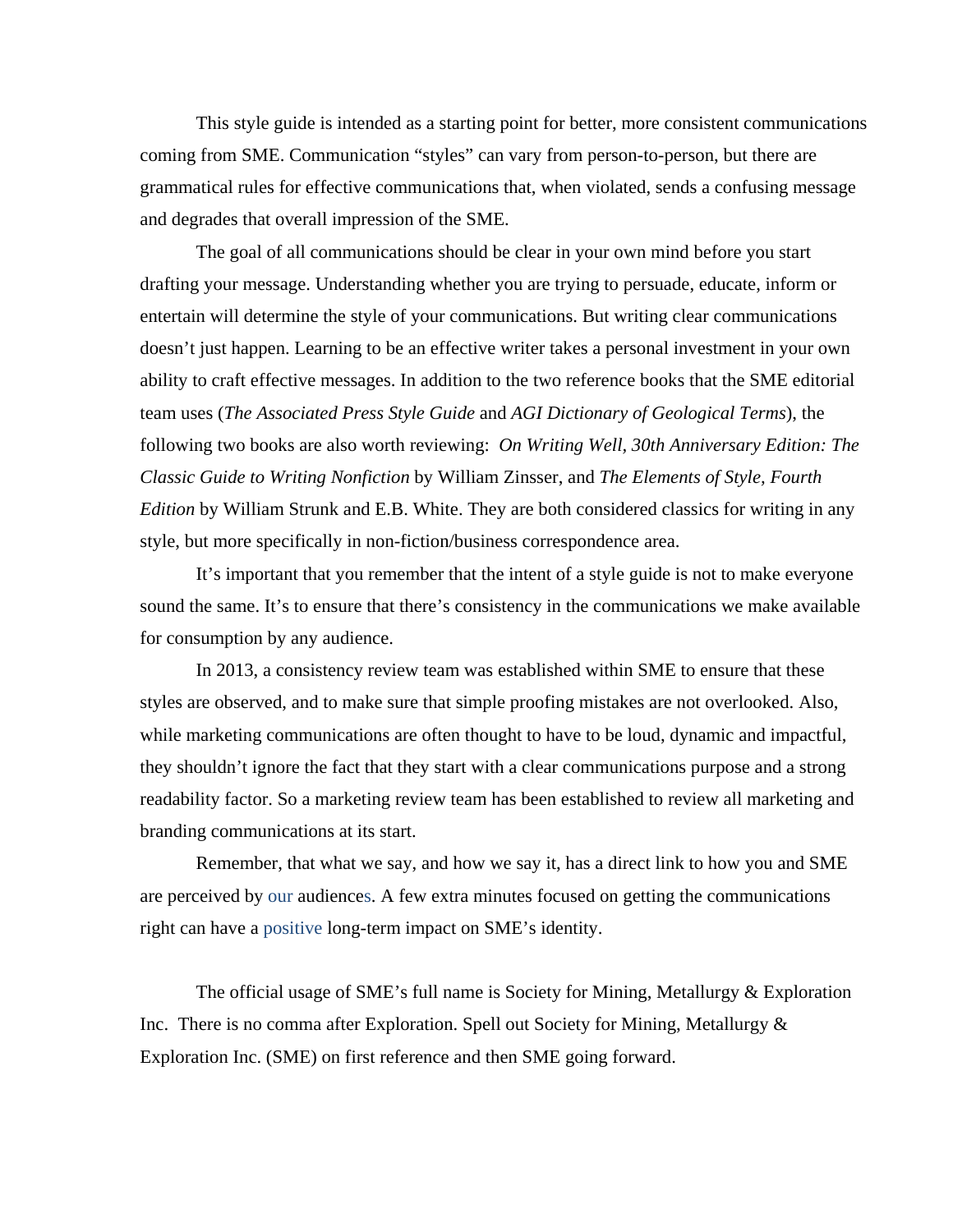This style guide is intended as a starting point for better, more consistent communications coming from SME. Communication "styles" can vary from person-to-person, but there are grammatical rules for effective communications that, when violated, sends a confusing message and degrades that overall impression of the SME.

The goal of all communications should be clear in your own mind before you start drafting your message. Understanding whether you are trying to persuade, educate, inform or entertain will determine the style of your communications. But writing clear communications doesn't just happen. Learning to be an effective writer takes a personal investment in your own ability to craft effective messages. In addition to the two reference books that the SME editorial team uses (*The Associated Press Style Guide* and *AGI Dictionary of Geological Terms*), the following two books are also worth reviewing: *On Writing Well, 30th Anniversary Edition: The Classic Guide to Writing Nonfiction* by William Zinsser, and *The Elements of Style, Fourth Edition* by William Strunk and E.B. White. They are both considered classics for writing in any style, but more specifically in non-fiction/business correspondence area.

It's important that you remember that the intent of a style guide is not to make everyone sound the same. It's to ensure that there's consistency in the communications we make available for consumption by any audience.

In 2013, a consistency review team was established within SME to ensure that these styles are observed, and to make sure that simple proofing mistakes are not overlooked. Also, while marketing communications are often thought to have to be loud, dynamic and impactful, they shouldn't ignore the fact that they start with a clear communications purpose and a strong readability factor. So a marketing review team has been established to review all marketing and branding communications at its start.

Remember, that what we say, and how we say it, has a direct link to how you and SME are perceived by our audiences. A few extra minutes focused on getting the communications right can have a positive long-term impact on SME's identity.

The official usage of SME's full name is Society for Mining, Metallurgy & Exploration Inc. There is no comma after Exploration. Spell out Society for Mining, Metallurgy & Exploration Inc. (SME) on first reference and then SME going forward.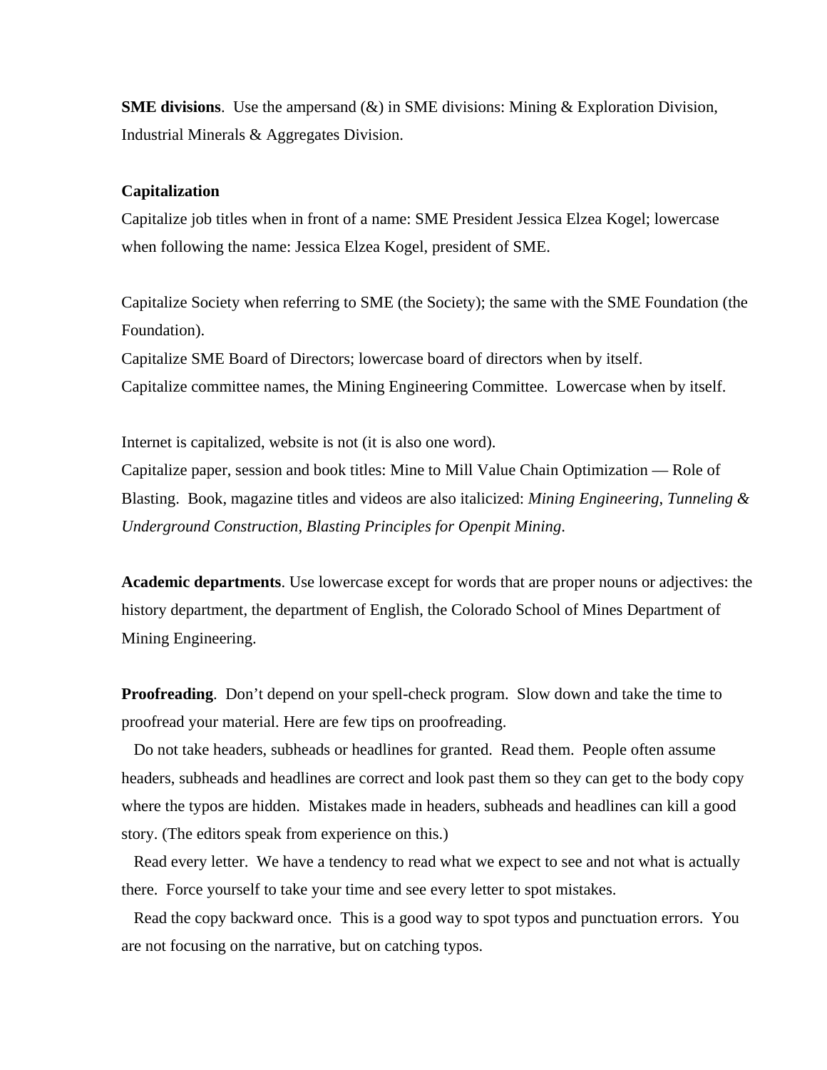**SME divisions**. Use the ampersand (&) in SME divisions: Mining & Exploration Division, Industrial Minerals & Aggregates Division.

**Capitalization**

Capitalize job titles when in front of a name: SME President Jessica Elzea Kogel; lowercase when following the name: Jessica Elzea Kogel, president of SME.

Capitalize Society when referring to SME (the Society); the same with the SME Foundation (the Foundation).
Capitalize SME Board of Directors; lowercase board of directors when by itself.
Capitalize committee names, the Mining Engineering Committee. Lowercase when by itself.

Internet is capitalized, website is not (it is also one word).
Capitalize paper, session and book titles: Mine to Mill Value Chain Optimization — Role of Blasting. Book, magazine titles and videos are also italicized: *Mining Engineering*, *Tunneling & Underground Construction*, *Blasting Principles for Openpit Mining*.

**Academic departments**. Use lowercase except for words that are proper nouns or adjectives: the history department, the department of English, the Colorado School of Mines Department of Mining Engineering.

**Proofreading**. Don't depend on your spell-check program. Slow down and take the time to proofread your material. Here are few tips on proofreading.

Do not take headers, subheads or headlines for granted. Read them. People often assume headers, subheads and headlines are correct and look past them so they can get to the body copy where the typos are hidden. Mistakes made in headers, subheads and headlines can kill a good story. (The editors speak from experience on this.)

Read every letter. We have a tendency to read what we expect to see and not what is actually there. Force yourself to take your time and see every letter to spot mistakes.

Read the copy backward once. This is a good way to spot typos and punctuation errors. You are not focusing on the narrative, but on catching typos.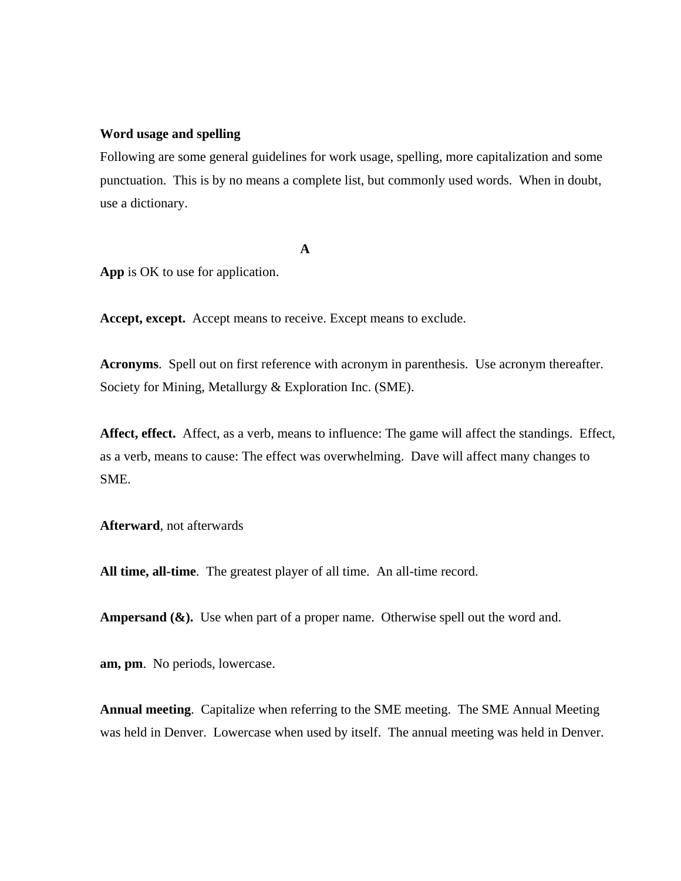**Word usage and spelling**

Following are some general guidelines for work usage, spelling, more capitalization and some punctuation. This is by no means a complete list, but commonly used words. When in doubt, use a dictionary.

**A**

**App** is OK to use for application.

**Accept, except.** Accept means to receive. Except means to exclude.

**Acronyms**. Spell out on first reference with acronym in parenthesis. Use acronym thereafter. Society for Mining, Metallurgy & Exploration Inc. (SME).

**Affect, effect.** Affect, as a verb, means to influence: The game will affect the standings. Effect, as a verb, means to cause: The effect was overwhelming. Dave will affect many changes to SME.

**Afterward**, not afterwards

**All time, all-time**. The greatest player of all time. An all-time record.

**Ampersand (&).** Use when part of a proper name. Otherwise spell out the word and.

**am, pm**. No periods, lowercase.

**Annual meeting**. Capitalize when referring to the SME meeting. The SME Annual Meeting was held in Denver. Lowercase when used by itself. The annual meeting was held in Denver.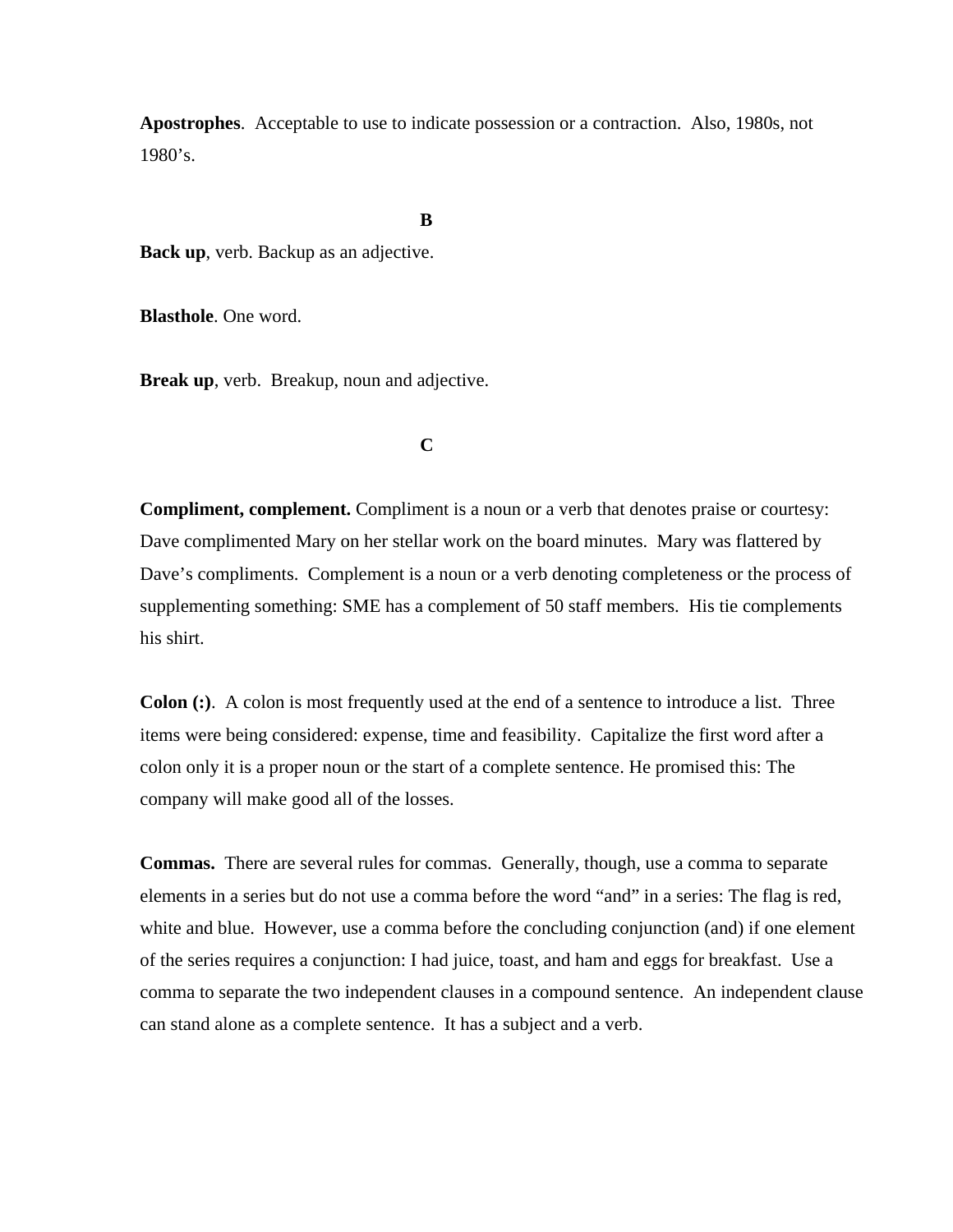**Apostrophes**. Acceptable to use to indicate possession or a contraction. Also, 1980s, not 1980's.

## B

**Back up**, verb. Backup as an adjective.

**Blasthole**. One word.

**Break up**, verb. Breakup, noun and adjective.

## C

**Compliment, complement.** Compliment is a noun or a verb that denotes praise or courtesy: Dave complimented Mary on her stellar work on the board minutes. Mary was flattered by Dave's compliments. Complement is a noun or a verb denoting completeness or the process of supplementing something: SME has a complement of 50 staff members. His tie complements his shirt.

**Colon (:)**. A colon is most frequently used at the end of a sentence to introduce a list. Three items were being considered: expense, time and feasibility. Capitalize the first word after a colon only it is a proper noun or the start of a complete sentence. He promised this: The company will make good all of the losses.

**Commas.** There are several rules for commas. Generally, though, use a comma to separate elements in a series but do not use a comma before the word "and" in a series: The flag is red, white and blue. However, use a comma before the concluding conjunction (and) if one element of the series requires a conjunction: I had juice, toast, and ham and eggs for breakfast. Use a comma to separate the two independent clauses in a compound sentence. An independent clause can stand alone as a complete sentence. It has a subject and a verb.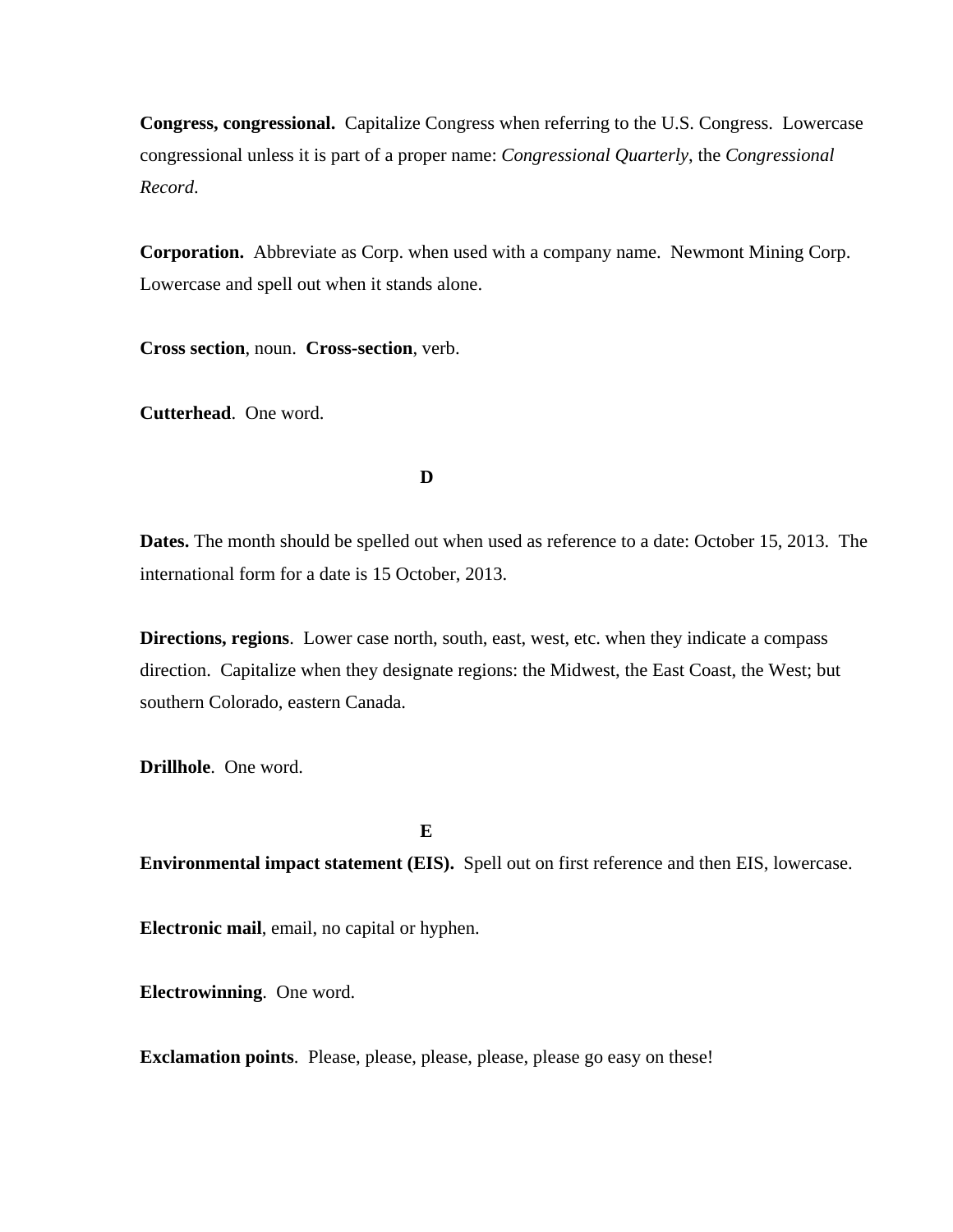**Congress, congressional.** Capitalize Congress when referring to the U.S. Congress. Lowercase congressional unless it is part of a proper name: *Congressional Quarterly*, the *Congressional Record*.

**Corporation.** Abbreviate as Corp. when used with a company name. Newmont Mining Corp. Lowercase and spell out when it stands alone.

**Cross section**, noun. **Cross-section**, verb.

**Cutterhead**. One word.

## D

**Dates.** The month should be spelled out when used as reference to a date: October 15, 2013. The international form for a date is 15 October, 2013.

**Directions, regions**. Lower case north, south, east, west, etc. when they indicate a compass direction. Capitalize when they designate regions: the Midwest, the East Coast, the West; but southern Colorado, eastern Canada.

**Drillhole**. One word.

## E

**Environmental impact statement (EIS).** Spell out on first reference and then EIS, lowercase.

**Electronic mail**, email, no capital or hyphen.

**Electrowinning**. One word.

**Exclamation points**. Please, please, please, please, please go easy on these!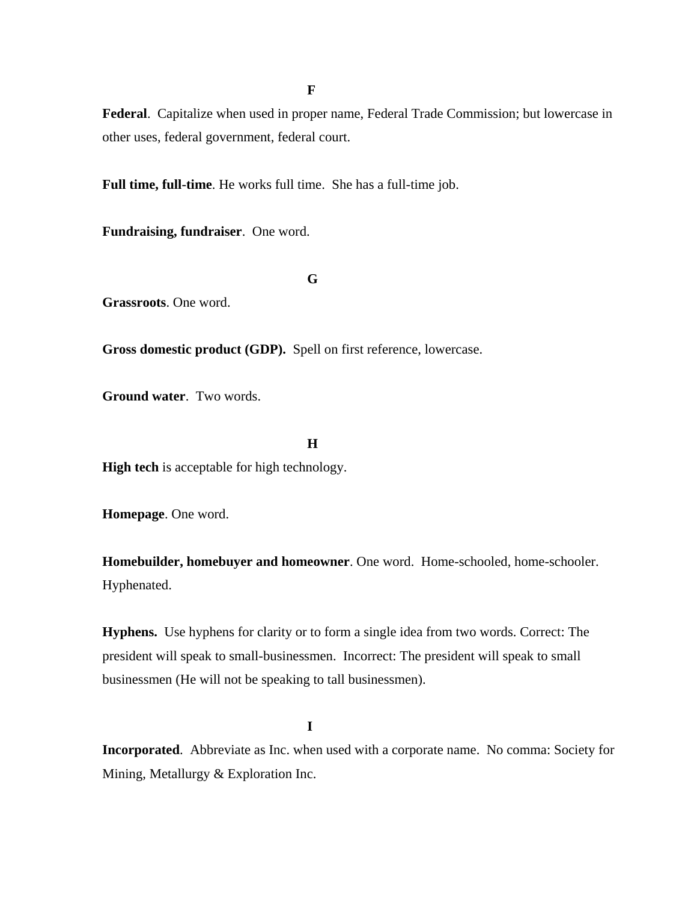## F

**Federal**. Capitalize when used in proper name, Federal Trade Commission; but lowercase in other uses, federal government, federal court.

**Full time, full-time**. He works full time. She has a full-time job.

**Fundraising, fundraiser**. One word.

## G

**Grassroots**. One word.

**Gross domestic product (GDP).** Spell on first reference, lowercase.

**Ground water**. Two words.

## H

**High tech** is acceptable for high technology.

**Homepage**. One word.

**Homebuilder, homebuyer and homeowner**. One word. Home-schooled, home-schooler. Hyphenated.

**Hyphens.** Use hyphens for clarity or to form a single idea from two words. Correct: The president will speak to small-businessmen. Incorrect: The president will speak to small businessmen (He will not be speaking to tall businessmen).

## I

**Incorporated**. Abbreviate as Inc. when used with a corporate name. No comma: Society for Mining, Metallurgy & Exploration Inc.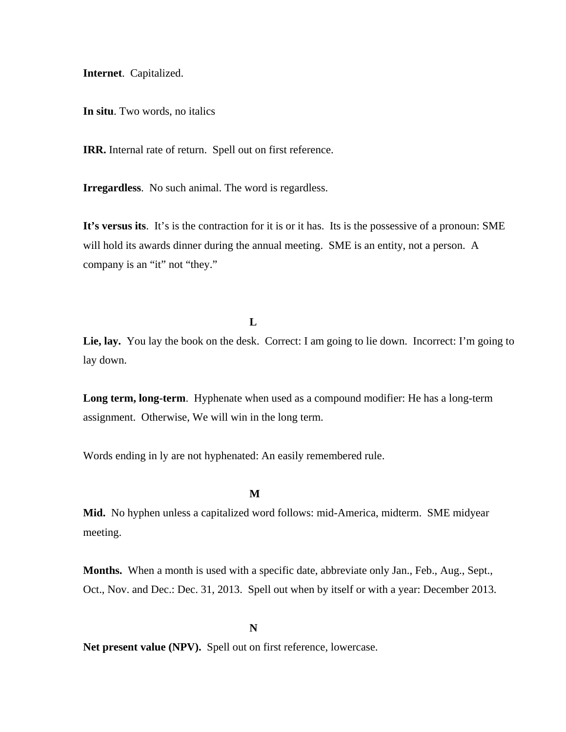**Internet**.  Capitalized.

**In situ**. Two words, no italics

**IRR.** Internal rate of return.  Spell out on first reference.

**Irregardless**.  No such animal. The word is regardless.

**It's versus its**.  It's is the contraction for it is or it has.  Its is the possessive of a pronoun: SME will hold its awards dinner during the annual meeting.  SME is an entity, not a person.  A company is an "it" not "they."

## L

**Lie, lay.**  You lay the book on the desk.  Correct: I am going to lie down.  Incorrect: I'm going to lay down.

**Long term, long-term**.  Hyphenate when used as a compound modifier: He has a long-term assignment.  Otherwise, We will win in the long term.

Words ending in ly are not hyphenated: An easily remembered rule.

## M

**Mid.**  No hyphen unless a capitalized word follows: mid-America, midterm.  SME midyear meeting.

**Months.**  When a month is used with a specific date, abbreviate only Jan., Feb., Aug., Sept., Oct., Nov. and Dec.: Dec. 31, 2013.  Spell out when by itself or with a year: December 2013.

## N

**Net present value (NPV).**  Spell out on first reference, lowercase.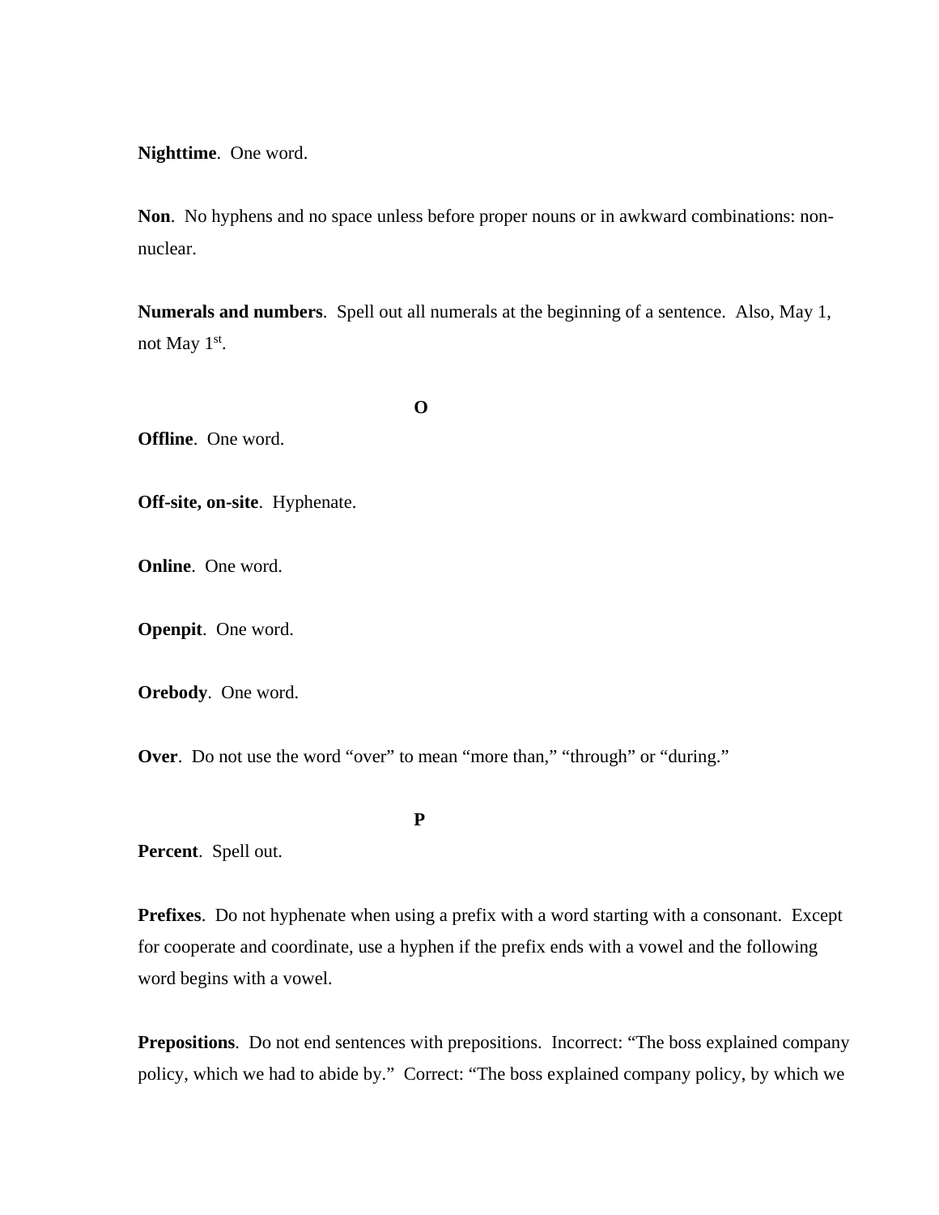**Nighttime**. One word.

**Non**. No hyphens and no space unless before proper nouns or in awkward combinations: non-nuclear.

**Numerals and numbers**. Spell out all numerals at the beginning of a sentence. Also, May 1, not May 1st.

**O**

**Offline**. One word.

**Off-site, on-site**. Hyphenate.

**Online**. One word.

**Openpit**. One word.

**Orebody**. One word.

**Over**. Do not use the word "over" to mean "more than," "through" or "during."

**P**

**Percent**. Spell out.

**Prefixes**. Do not hyphenate when using a prefix with a word starting with a consonant. Except for cooperate and coordinate, use a hyphen if the prefix ends with a vowel and the following word begins with a vowel.

**Prepositions**. Do not end sentences with prepositions. Incorrect: "The boss explained company policy, which we had to abide by." Correct: "The boss explained company policy, by which we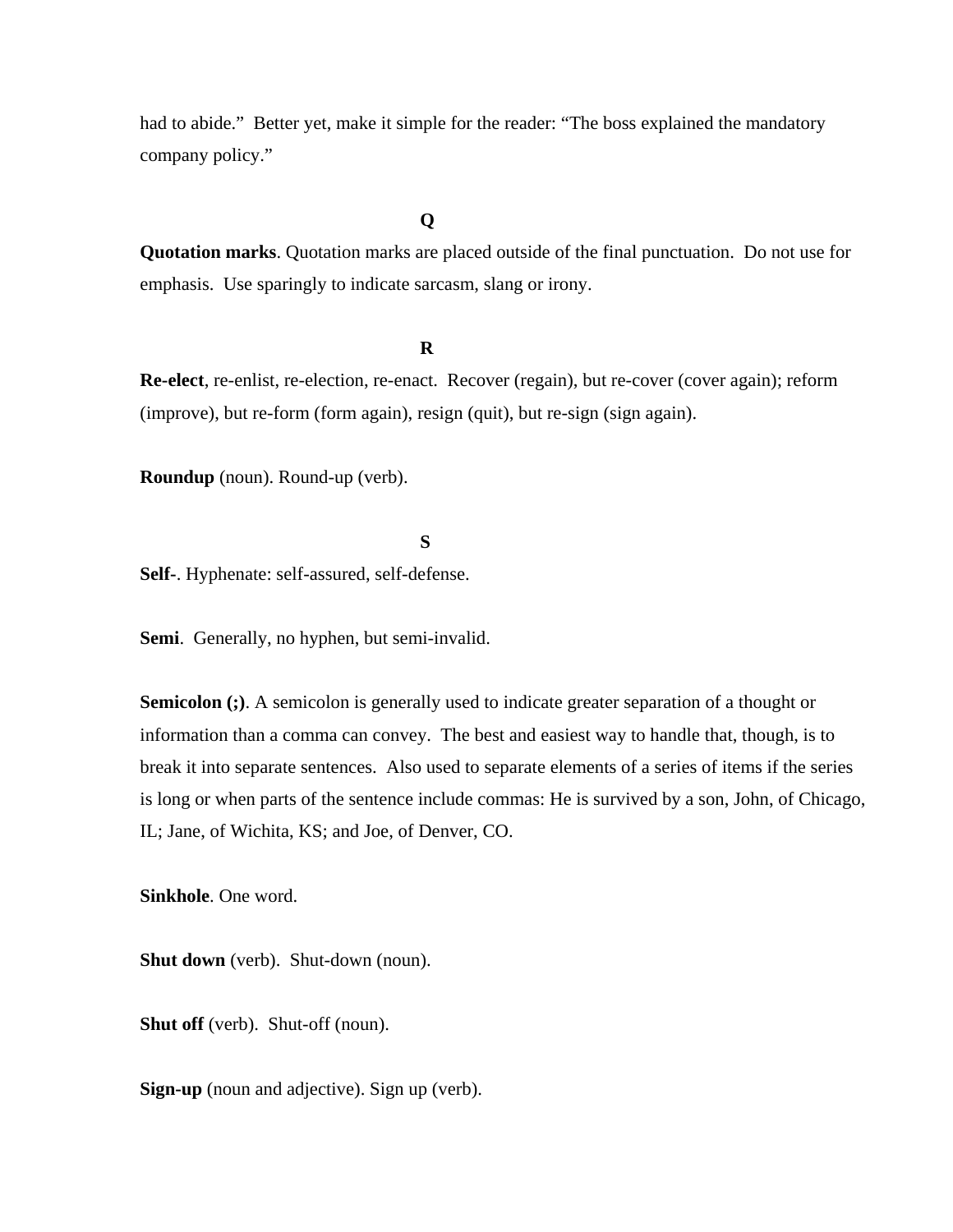had to abide." Better yet, make it simple for the reader: "The boss explained the mandatory company policy."

## Q

**Quotation marks**. Quotation marks are placed outside of the final punctuation. Do not use for emphasis. Use sparingly to indicate sarcasm, slang or irony.

## R

**Re-elect**, re-enlist, re-election, re-enact. Recover (regain), but re-cover (cover again); reform (improve), but re-form (form again), resign (quit), but re-sign (sign again).

**Roundup** (noun). Round-up (verb).

## S

**Self-**. Hyphenate: self-assured, self-defense.

**Semi**. Generally, no hyphen, but semi-invalid.

**Semicolon (;)**. A semicolon is generally used to indicate greater separation of a thought or information than a comma can convey. The best and easiest way to handle that, though, is to break it into separate sentences. Also used to separate elements of a series of items if the series is long or when parts of the sentence include commas: He is survived by a son, John, of Chicago, IL; Jane, of Wichita, KS; and Joe, of Denver, CO.

**Sinkhole**. One word.

**Shut down** (verb). Shut-down (noun).

**Shut off** (verb). Shut-off (noun).

**Sign-up** (noun and adjective). Sign up (verb).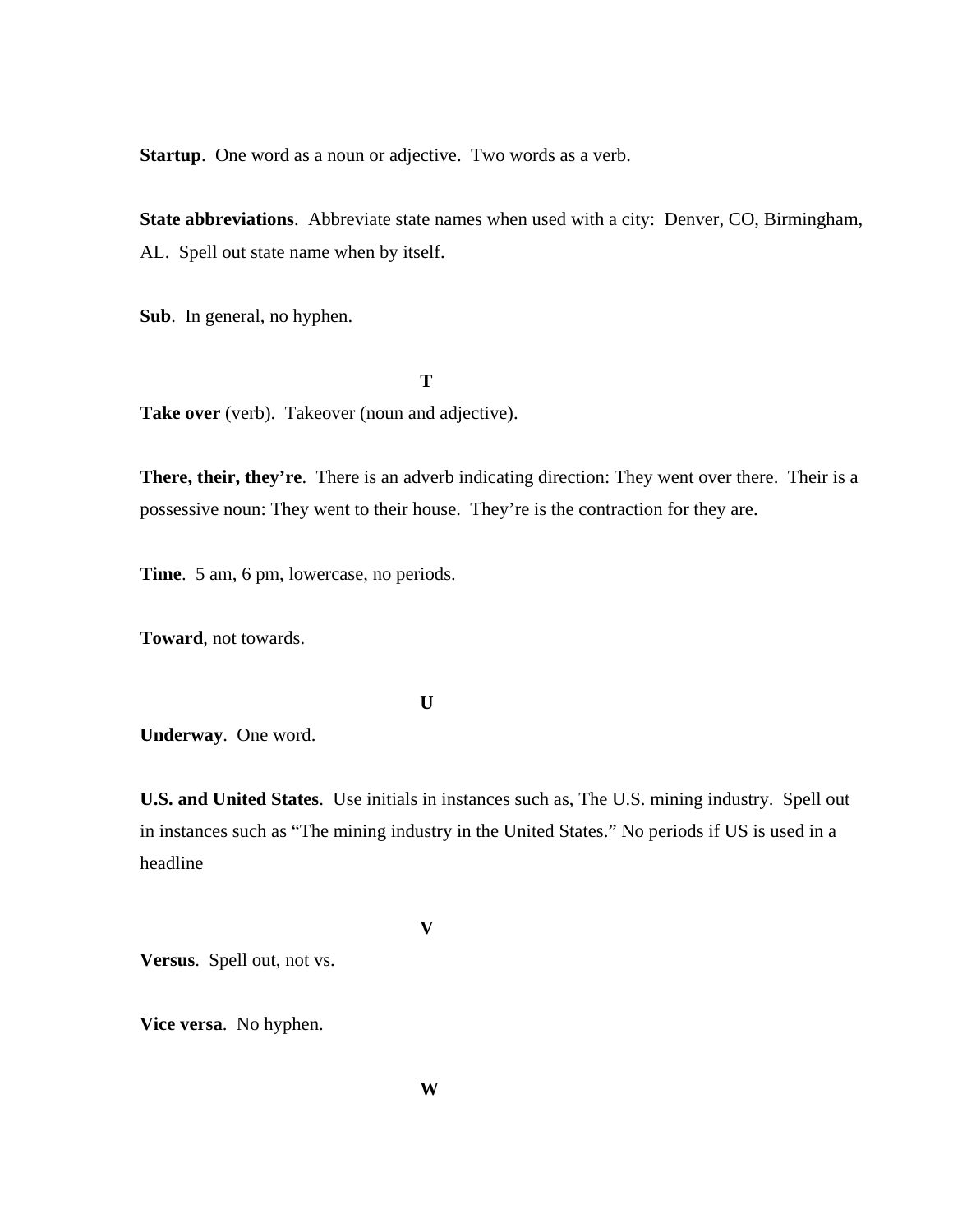**Startup**.  One word as a noun or adjective.  Two words as a verb.

**State abbreviations**.  Abbreviate state names when used with a city:  Denver, CO, Birmingham, AL.  Spell out state name when by itself.

**Sub**.  In general, no hyphen.

**T**

**Take over** (verb).  Takeover (noun and adjective).

**There, their, they're**.  There is an adverb indicating direction: They went over there.  Their is a possessive noun: They went to their house.  They're is the contraction for they are.

**Time**.  5 am, 6 pm, lowercase, no periods.

**Toward**, not towards.

**U**

**Underway**.  One word.

**U.S. and United States**.  Use initials in instances such as, The U.S. mining industry.  Spell out in instances such as "The mining industry in the United States." No periods if US is used in a headline

**V**

**Versus**.  Spell out, not vs.

**Vice versa**.  No hyphen.

**W**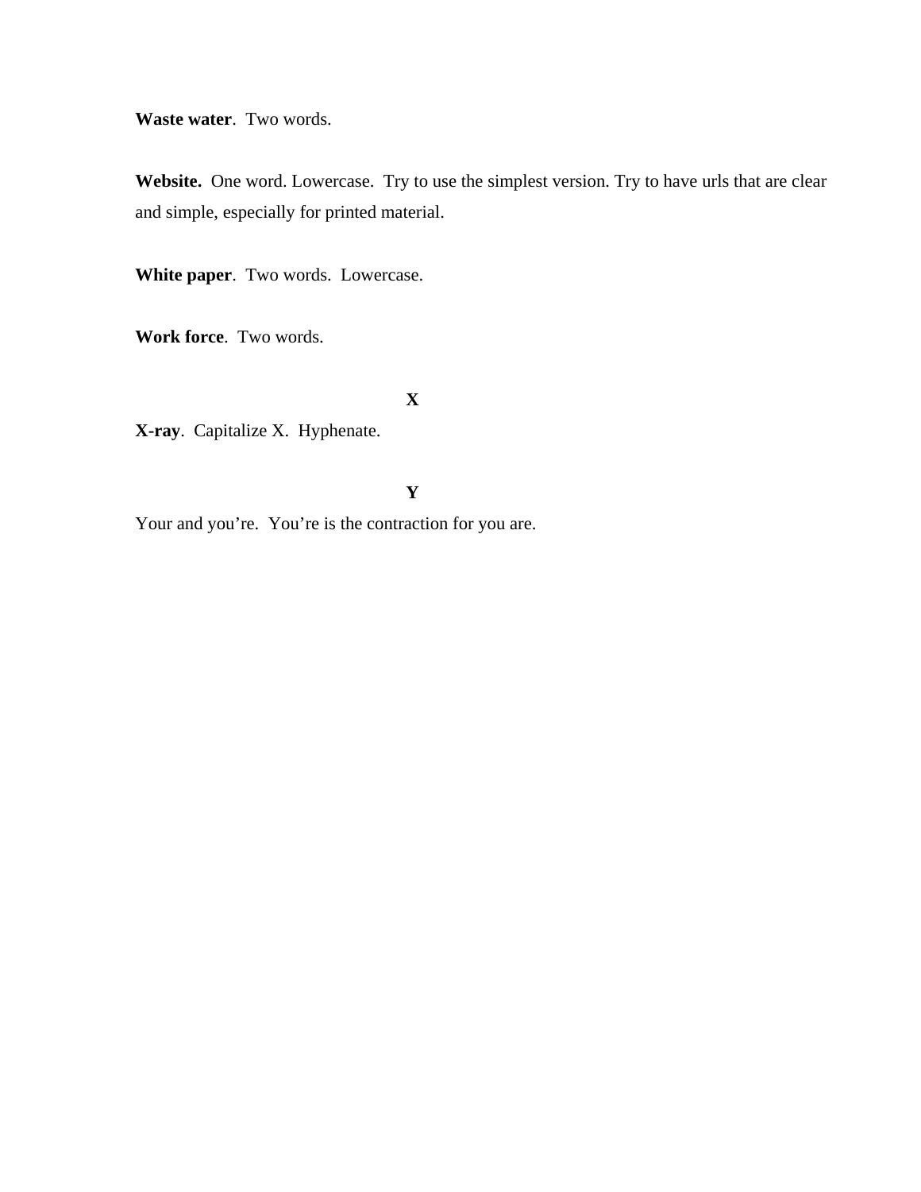**Waste water**. Two words.

**Website.** One word. Lowercase. Try to use the simplest version. Try to have urls that are clear and simple, especially for printed material.

**White paper**. Two words. Lowercase.

**Work force**. Two words.

## X

**X-ray**. Capitalize X. Hyphenate.

## Y

Your and you're. You're is the contraction for you are.